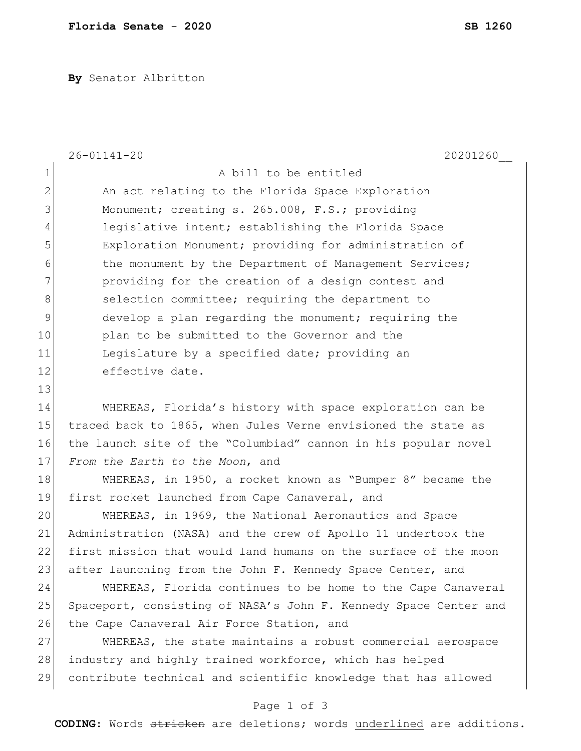**By** Senator Albritton

26-01141-20 20201260__

A bill to be entitled

An act relating to the Florida Space Exploration Monument; creating s. 265.008, F.S.; providing legislative intent; establishing the Florida Space Exploration Monument; providing for administration of the monument by the Department of Management Services; providing for the creation of a design contest and selection committee; requiring the department to develop a plan regarding the monument; requiring the plan to be submitted to the Governor and the Legislature by a specified date; providing an effective date.

WHEREAS, Florida's history with space exploration can be traced back to 1865, when Jules Verne envisioned the state as the launch site of the "Columbiad" cannon in his popular novel *From the Earth to the Moon*, and

WHEREAS, in 1950, a rocket known as "Bumper 8" became the first rocket launched from Cape Canaveral, and

WHEREAS, in 1969, the National Aeronautics and Space Administration (NASA) and the crew of Apollo 11 undertook the first mission that would land humans on the surface of the moon after launching from the John F. Kennedy Space Center, and

WHEREAS, Florida continues to be home to the Cape Canaveral Spaceport, consisting of NASA's John F. Kennedy Space Center and the Cape Canaveral Air Force Station, and

WHEREAS, the state maintains a robust commercial aerospace industry and highly trained workforce, which has helped contribute technical and scientific knowledge that has allowed

**CODING:** Words ~~stricken~~ are deletions; words underlined are additions.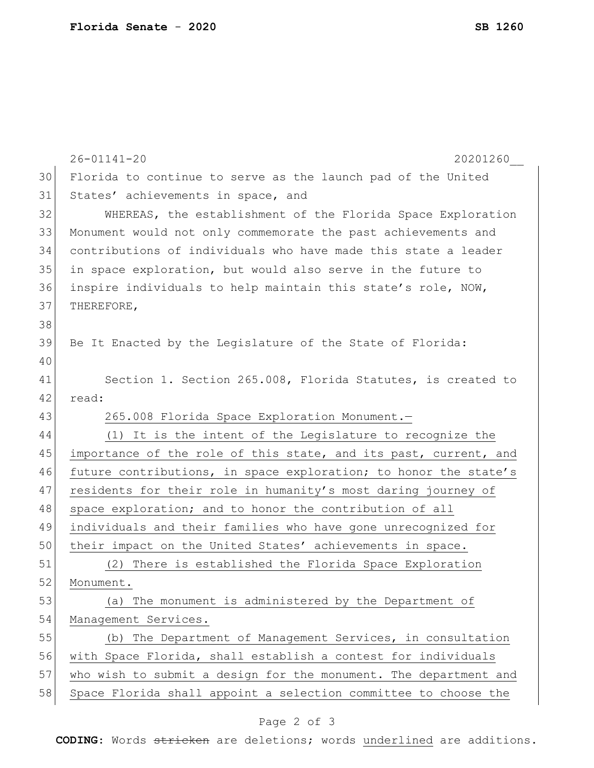Florida to continue to serve as the launch pad of the United States' achievements in space, and

WHEREAS, the establishment of the Florida Space Exploration Monument would not only commemorate the past achievements and contributions of individuals who have made this state a leader in space exploration, but would also serve in the future to inspire individuals to help maintain this state's role, NOW, THEREFORE,

Be It Enacted by the Legislature of the State of Florida:

Section 1. Section 265.008, Florida Statutes, is created to read:

265.008 Florida Space Exploration Monument.—

(1) It is the intent of the Legislature to recognize the importance of the role of this state, and its past, current, and future contributions, in space exploration; to honor the state's residents for their role in humanity's most daring journey of space exploration; and to honor the contribution of all individuals and their families who have gone unrecognized for their impact on the United States' achievements in space.

(2) There is established the Florida Space Exploration Monument.

(a) The monument is administered by the Department of Management Services.

(b) The Department of Management Services, in consultation with Space Florida, shall establish a contest for individuals who wish to submit a design for the monument. The department and Space Florida shall appoint a selection committee to choose the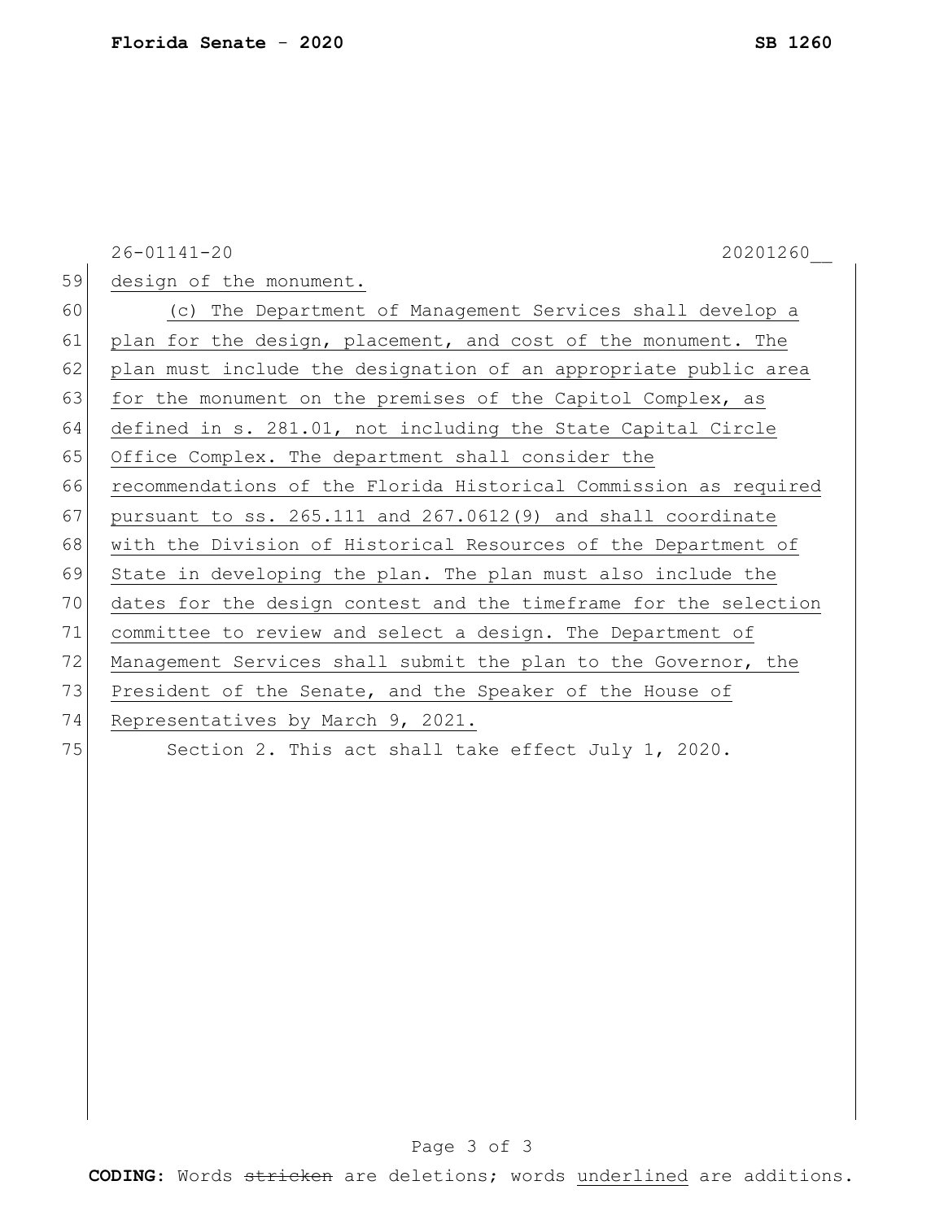26-01141-20 20201260__

59 design of the monument.

60 (c) The Department of Management Services shall develop a
61 plan for the design, placement, and cost of the monument. The
62 plan must include the designation of an appropriate public area
63 for the monument on the premises of the Capitol Complex, as
64 defined in s. 281.01, not including the State Capital Circle
65 Office Complex. The department shall consider the
66 recommendations of the Florida Historical Commission as required
67 pursuant to ss. 265.111 and 267.0612(9) and shall coordinate
68 with the Division of Historical Resources of the Department of
69 State in developing the plan. The plan must also include the
70 dates for the design contest and the timeframe for the selection
71 committee to review and select a design. The Department of
72 Management Services shall submit the plan to the Governor, the
73 President of the Senate, and the Speaker of the House of
74 Representatives by March 9, 2021.

75 Section 2. This act shall take effect July 1, 2020.

**CODING:** Words ~~stricken~~ are deletions; words <u>underlined</u> are additions.